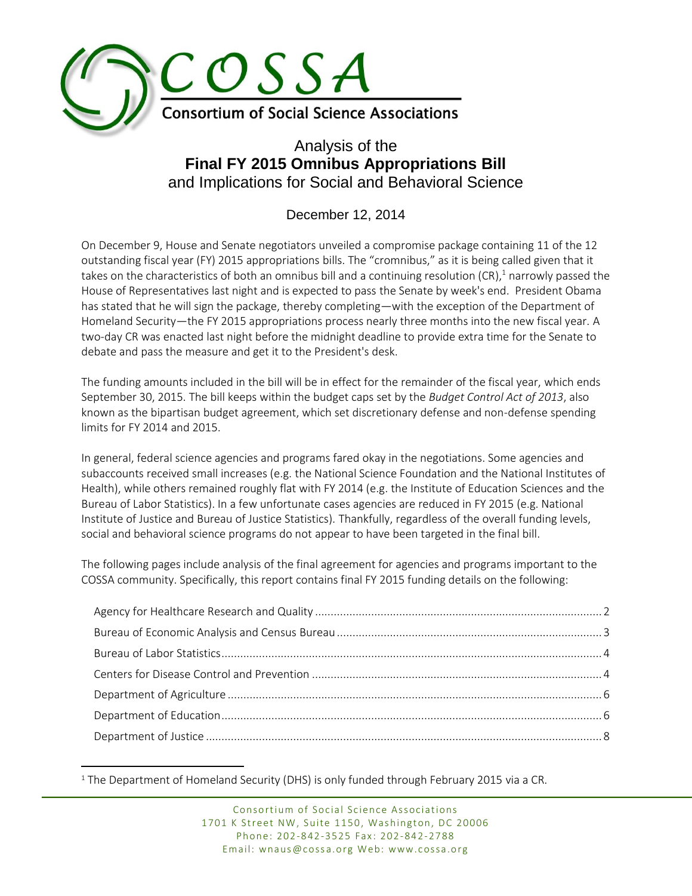# COSSA

## Consortium of Social Science Associations

# Analysis of the **Final FY 2015 Omnibus Appropriations Bill** and Implications for Social and Behavioral Science

December 12, 2014

On December 9, House and Senate negotiators unveiled a compromise package containing 11 of the 12 outstanding fiscal year (FY) 2015 appropriations bills. The "cromnibus," as it is being called given that it takes on the characteristics of both an omnibus bill and a continuing resolution (CR),[1] narrowly passed the House of Representatives last night and is expected to pass the Senate by week's end. President Obama has stated that he will sign the package, thereby completing—with the exception of the Department of Homeland Security—the FY 2015 appropriations process nearly three months into the new fiscal year. A two-day CR was enacted last night before the midnight deadline to provide extra time for the Senate to debate and pass the measure and get it to the President's desk.

The funding amounts included in the bill will be in effect for the remainder of the fiscal year, which ends September 30, 2015. The bill keeps within the budget caps set by the *Budget Control Act of 2013*, also known as the bipartisan budget agreement, which set discretionary defense and non-defense spending limits for FY 2014 and 2015.

In general, federal science agencies and programs fared okay in the negotiations. Some agencies and subaccounts received small increases (e.g. the National Science Foundation and the National Institutes of Health), while others remained roughly flat with FY 2014 (e.g. the Institute of Education Sciences and the Bureau of Labor Statistics). In a few unfortunate cases agencies are reduced in FY 2015 (e.g. National Institute of Justice and Bureau of Justice Statistics). Thankfully, regardless of the overall funding levels, social and behavioral science programs do not appear to have been targeted in the final bill.

The following pages include analysis of the final agreement for agencies and programs important to the COSSA community. Specifically, this report contains final FY 2015 funding details on the following:

- Agency for Healthcare Research and Quality ........ 2
- Bureau of Economic Analysis and Census Bureau ........ 3
- Bureau of Labor Statistics ........ 4
- Centers for Disease Control and Prevention ........ 4
- Department of Agriculture ........ 6
- Department of Education ........ 6
- Department of Justice ........ 8

[1] The Department of Homeland Security (DHS) is only funded through February 2015 via a CR.

Consortium of Social Science Associations
1701 K Street NW, Suite 1150, Washington, DC 20006
Phone: 202-842-3525 Fax: 202-842-2788
Email: wnaus@cossa.org Web: www.cossa.org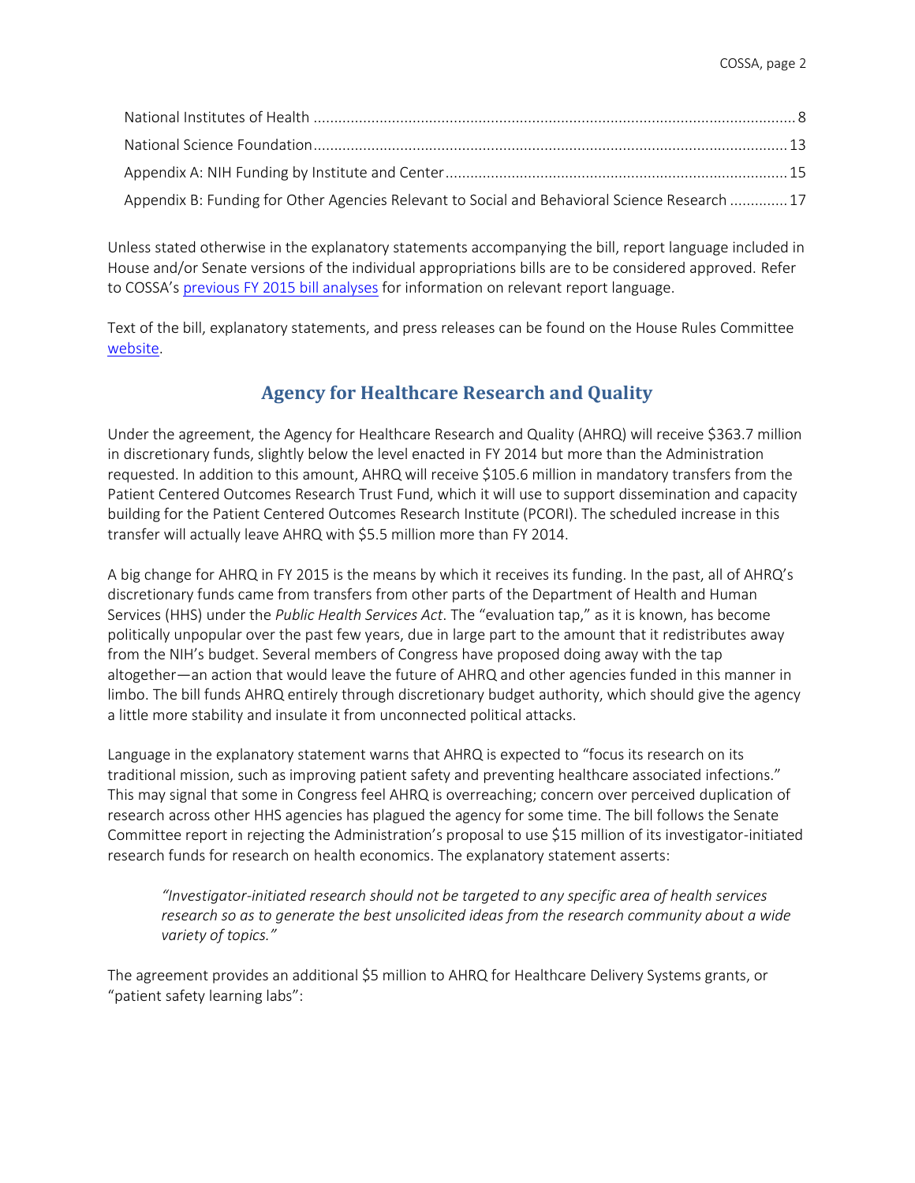National Institutes of Health .................................................................................................................... 8
National Science Foundation.................................................................................................................. 13
Appendix A: NIH Funding by Institute and Center.................................................................................. 15
Appendix B: Funding for Other Agencies Relevant to Social and Behavioral Science Research ............. 17

Unless stated otherwise in the explanatory statements accompanying the bill, report language included in House and/or Senate versions of the individual appropriations bills are to be considered approved. Refer to COSSA's previous FY 2015 bill analyses for information on relevant report language.

Text of the bill, explanatory statements, and press releases can be found on the House Rules Committee website.

## Agency for Healthcare Research and Quality

Under the agreement, the Agency for Healthcare Research and Quality (AHRQ) will receive $363.7 million in discretionary funds, slightly below the level enacted in FY 2014 but more than the Administration requested. In addition to this amount, AHRQ will receive $105.6 million in mandatory transfers from the Patient Centered Outcomes Research Trust Fund, which it will use to support dissemination and capacity building for the Patient Centered Outcomes Research Institute (PCORI). The scheduled increase in this transfer will actually leave AHRQ with $5.5 million more than FY 2014.

A big change for AHRQ in FY 2015 is the means by which it receives its funding. In the past, all of AHRQ's discretionary funds came from transfers from other parts of the Department of Health and Human Services (HHS) under the *Public Health Services Act*. The "evaluation tap," as it is known, has become politically unpopular over the past few years, due in large part to the amount that it redistributes away from the NIH's budget. Several members of Congress have proposed doing away with the tap altogether—an action that would leave the future of AHRQ and other agencies funded in this manner in limbo. The bill funds AHRQ entirely through discretionary budget authority, which should give the agency a little more stability and insulate it from unconnected political attacks.

Language in the explanatory statement warns that AHRQ is expected to "focus its research on its traditional mission, such as improving patient safety and preventing healthcare associated infections." This may signal that some in Congress feel AHRQ is overreaching; concern over perceived duplication of research across other HHS agencies has plagued the agency for some time. The bill follows the Senate Committee report in rejecting the Administration's proposal to use $15 million of its investigator-initiated research funds for research on health economics. The explanatory statement asserts:

> *"Investigator-initiated research should not be targeted to any specific area of health services research so as to generate the best unsolicited ideas from the research community about a wide variety of topics."*

The agreement provides an additional $5 million to AHRQ for Healthcare Delivery Systems grants, or "patient safety learning labs":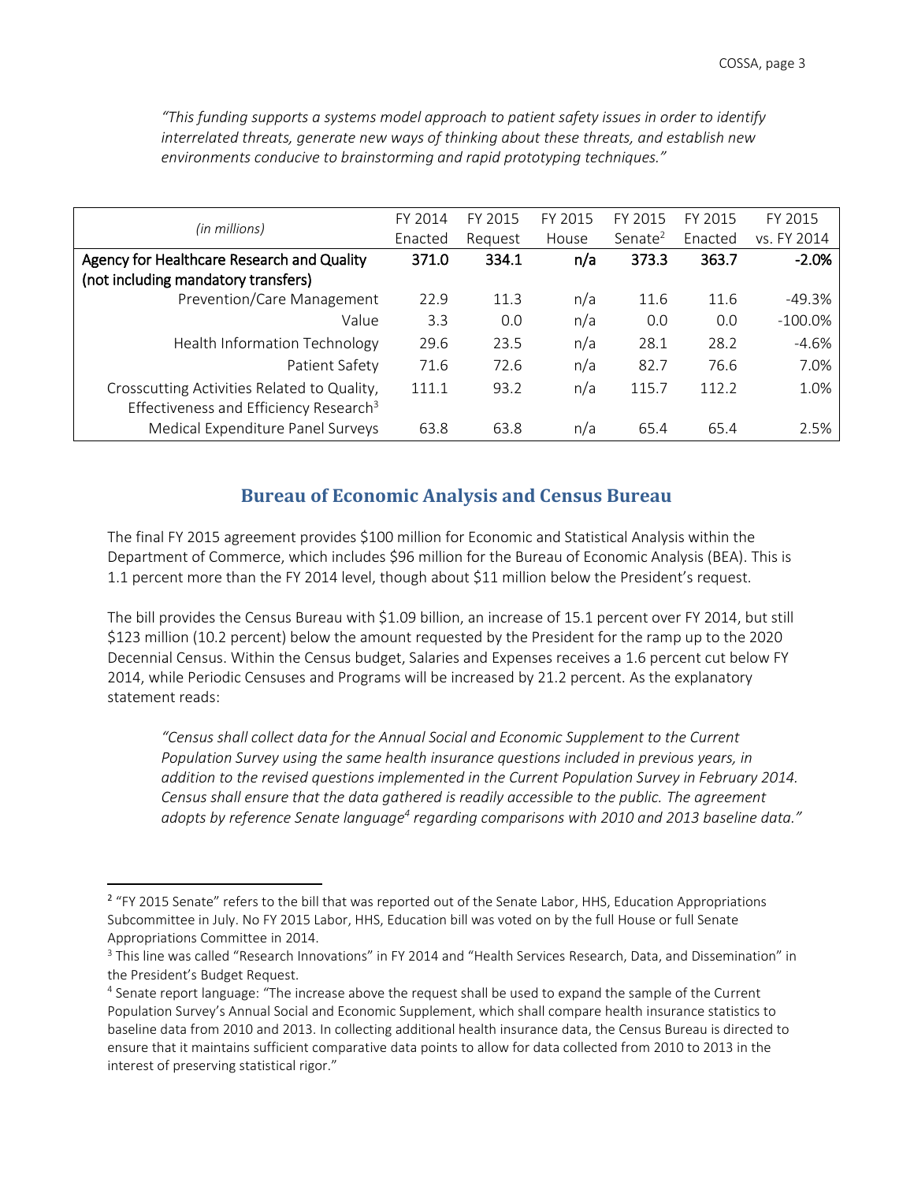*"This funding supports a systems model approach to patient safety issues in order to identify interrelated threats, generate new ways of thinking about these threats, and establish new environments conducive to brainstorming and rapid prototyping techniques."*

| *(in millions)* | FY 2014 Enacted | FY 2015 Request | FY 2015 House | FY 2015 Senate[2] | FY 2015 Enacted | FY 2015 vs. FY 2014 |
|---|---|---|---|---|---|---|
| **Agency for Healthcare Research and Quality (not including mandatory transfers)** | **371.0** | **334.1** | **n/a** | **373.3** | **363.7** | **-2.0%** |
| Prevention/Care Management | 22.9 | 11.3 | n/a | 11.6 | 11.6 | -49.3% |
| Value | 3.3 | 0.0 | n/a | 0.0 | 0.0 | -100.0% |
| Health Information Technology | 29.6 | 23.5 | n/a | 28.1 | 28.2 | -4.6% |
| Patient Safety | 71.6 | 72.6 | n/a | 82.7 | 76.6 | 7.0% |
| Crosscutting Activities Related to Quality, Effectiveness and Efficiency Research[3] | 111.1 | 93.2 | n/a | 115.7 | 112.2 | 1.0% |
| Medical Expenditure Panel Surveys | 63.8 | 63.8 | n/a | 65.4 | 65.4 | 2.5% |

## Bureau of Economic Analysis and Census Bureau

The final FY 2015 agreement provides $100 million for Economic and Statistical Analysis within the Department of Commerce, which includes $96 million for the Bureau of Economic Analysis (BEA). This is 1.1 percent more than the FY 2014 level, though about $11 million below the President's request.

The bill provides the Census Bureau with $1.09 billion, an increase of 15.1 percent over FY 2014, but still $123 million (10.2 percent) below the amount requested by the President for the ramp up to the 2020 Decennial Census. Within the Census budget, Salaries and Expenses receives a 1.6 percent cut below FY 2014, while Periodic Censuses and Programs will be increased by 21.2 percent. As the explanatory statement reads:

*"Census shall collect data for the Annual Social and Economic Supplement to the Current Population Survey using the same health insurance questions included in previous years, in addition to the revised questions implemented in the Current Population Survey in February 2014. Census shall ensure that the data gathered is readily accessible to the public. The agreement adopts by reference Senate language[4] regarding comparisons with 2010 and 2013 baseline data."*

---

[2] "FY 2015 Senate" refers to the bill that was reported out of the Senate Labor, HHS, Education Appropriations Subcommittee in July. No FY 2015 Labor, HHS, Education bill was voted on by the full House or full Senate Appropriations Committee in 2014.

[3] This line was called "Research Innovations" in FY 2014 and "Health Services Research, Data, and Dissemination" in the President's Budget Request.

[4] Senate report language: "The increase above the request shall be used to expand the sample of the Current Population Survey's Annual Social and Economic Supplement, which shall compare health insurance statistics to baseline data from 2010 and 2013. In collecting additional health insurance data, the Census Bureau is directed to ensure that it maintains sufficient comparative data points to allow for data collected from 2010 to 2013 in the interest of preserving statistical rigor."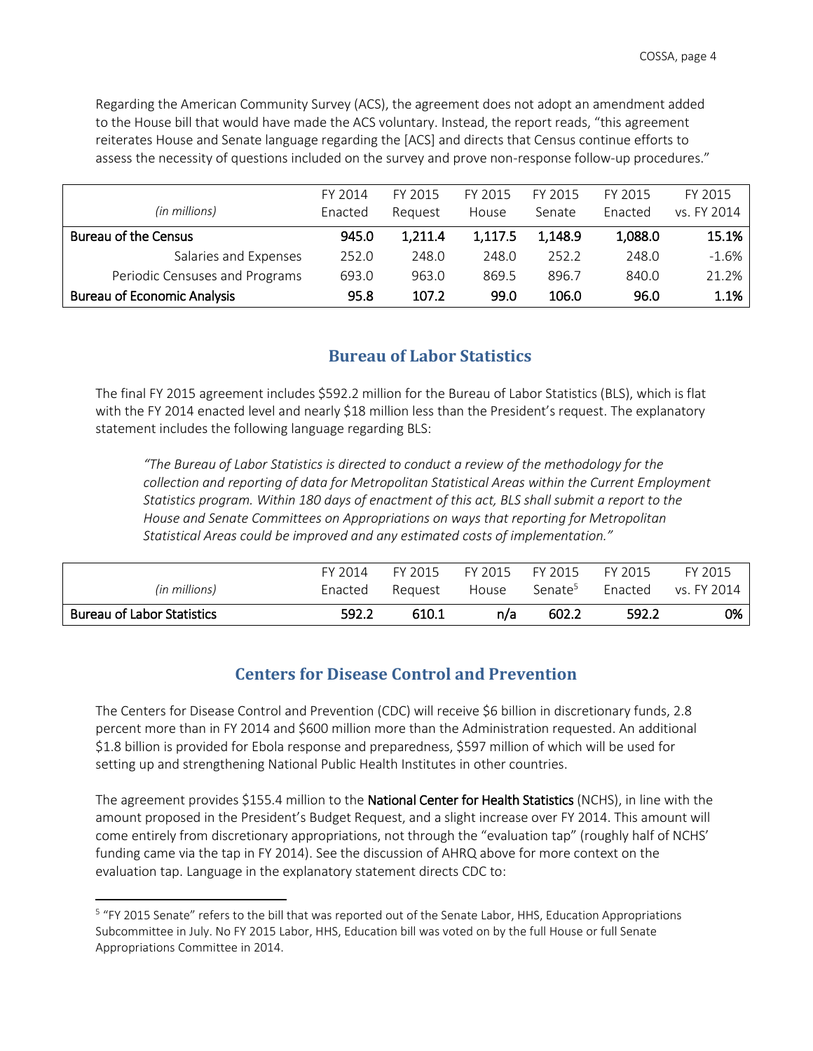Regarding the American Community Survey (ACS), the agreement does not adopt an amendment added to the House bill that would have made the ACS voluntary. Instead, the report reads, "this agreement reiterates House and Senate language regarding the [ACS] and directs that Census continue efforts to assess the necessity of questions included on the survey and prove non-response follow-up procedures."

| *(in millions)* | FY 2014 Enacted | FY 2015 Request | FY 2015 House | FY 2015 Senate | FY 2015 Enacted | FY 2015 vs. FY 2014 |
|---|---|---|---|---|---|---|
| **Bureau of the Census** | **945.0** | **1,211.4** | **1,117.5** | **1,148.9** | **1,088.0** | **15.1%** |
| Salaries and Expenses | 252.0 | 248.0 | 248.0 | 252.2 | 248.0 | -1.6% |
| Periodic Censuses and Programs | 693.0 | 963.0 | 869.5 | 896.7 | 840.0 | 21.2% |
| **Bureau of Economic Analysis** | **95.8** | **107.2** | **99.0** | **106.0** | **96.0** | **1.1%** |

## Bureau of Labor Statistics

The final FY 2015 agreement includes $592.2 million for the Bureau of Labor Statistics (BLS), which is flat with the FY 2014 enacted level and nearly $18 million less than the President's request. The explanatory statement includes the following language regarding BLS:

> *"The Bureau of Labor Statistics is directed to conduct a review of the methodology for the collection and reporting of data for Metropolitan Statistical Areas within the Current Employment Statistics program. Within 180 days of enactment of this act, BLS shall submit a report to the House and Senate Committees on Appropriations on ways that reporting for Metropolitan Statistical Areas could be improved and any estimated costs of implementation."*

| *(in millions)* | FY 2014 Enacted | FY 2015 Request | FY 2015 House | FY 2015 Senate[5] | FY 2015 Enacted | FY 2015 vs. FY 2014 |
|---|---|---|---|---|---|---|
| **Bureau of Labor Statistics** | **592.2** | **610.1** | **n/a** | **602.2** | **592.2** | **0%** |

## Centers for Disease Control and Prevention

The Centers for Disease Control and Prevention (CDC) will receive $6 billion in discretionary funds, 2.8 percent more than in FY 2014 and $600 million more than the Administration requested. An additional $1.8 billion is provided for Ebola response and preparedness, $597 million of which will be used for setting up and strengthening National Public Health Institutes in other countries.

The agreement provides $155.4 million to the **National Center for Health Statistics** (NCHS), in line with the amount proposed in the President's Budget Request, and a slight increase over FY 2014. This amount will come entirely from discretionary appropriations, not through the "evaluation tap" (roughly half of NCHS' funding came via the tap in FY 2014). See the discussion of AHRQ above for more context on the evaluation tap. Language in the explanatory statement directs CDC to:

---

[5] "FY 2015 Senate" refers to the bill that was reported out of the Senate Labor, HHS, Education Appropriations Subcommittee in July. No FY 2015 Labor, HHS, Education bill was voted on by the full House or full Senate Appropriations Committee in 2014.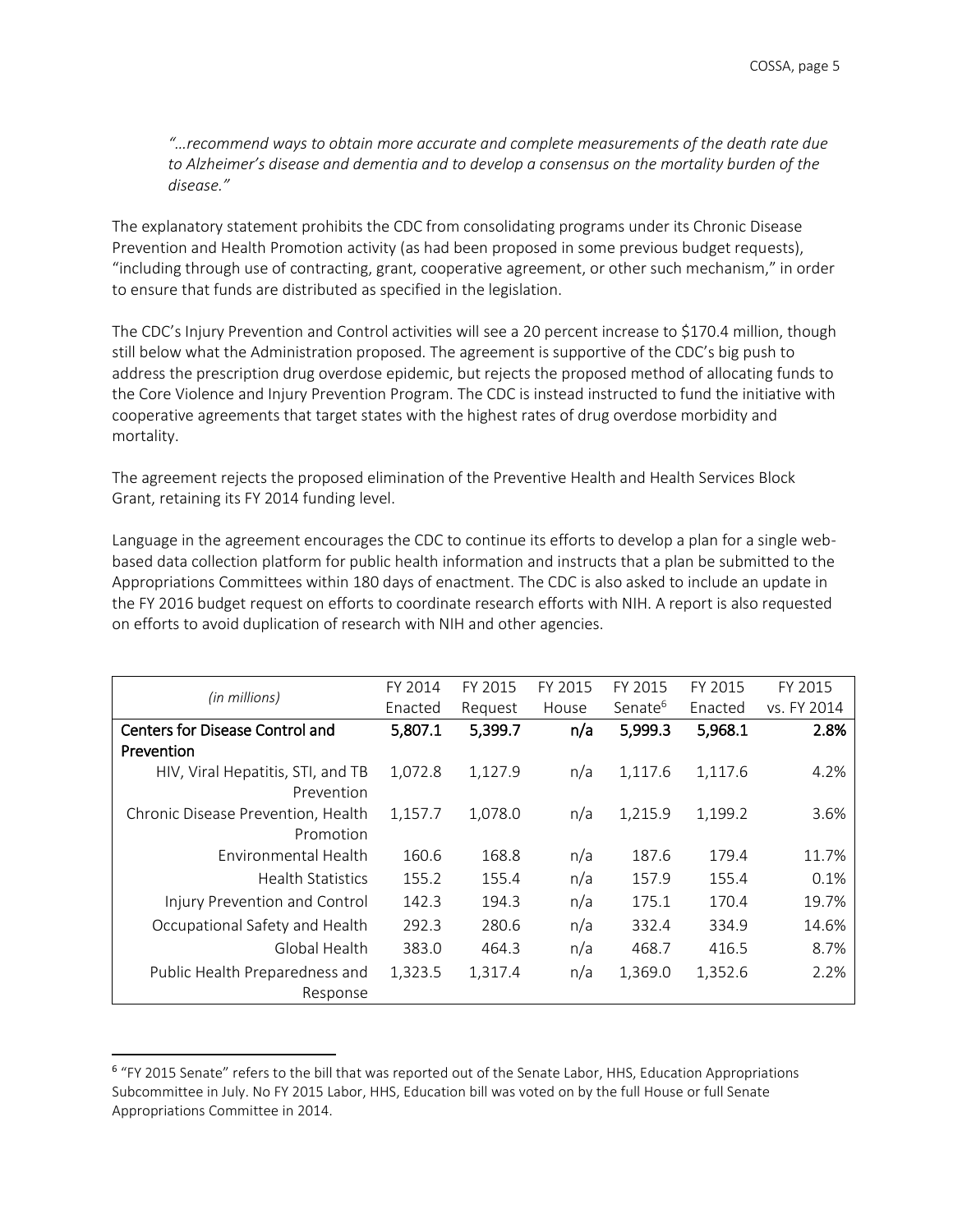*"…recommend ways to obtain more accurate and complete measurements of the death rate due to Alzheimer's disease and dementia and to develop a consensus on the mortality burden of the disease."*

The explanatory statement prohibits the CDC from consolidating programs under its Chronic Disease Prevention and Health Promotion activity (as had been proposed in some previous budget requests), "including through use of contracting, grant, cooperative agreement, or other such mechanism," in order to ensure that funds are distributed as specified in the legislation.

The CDC's Injury Prevention and Control activities will see a 20 percent increase to $170.4 million, though still below what the Administration proposed. The agreement is supportive of the CDC's big push to address the prescription drug overdose epidemic, but rejects the proposed method of allocating funds to the Core Violence and Injury Prevention Program. The CDC is instead instructed to fund the initiative with cooperative agreements that target states with the highest rates of drug overdose morbidity and mortality.

The agreement rejects the proposed elimination of the Preventive Health and Health Services Block Grant, retaining its FY 2014 funding level.

Language in the agreement encourages the CDC to continue its efforts to develop a plan for a single web-based data collection platform for public health information and instructs that a plan be submitted to the Appropriations Committees within 180 days of enactment. The CDC is also asked to include an update in the FY 2016 budget request on efforts to coordinate research efforts with NIH. A report is also requested on efforts to avoid duplication of research with NIH and other agencies.

| *(in millions)* | FY 2014 Enacted | FY 2015 Request | FY 2015 House | FY 2015 Senate[6] | FY 2015 Enacted | FY 2015 vs. FY 2014 |
|---|---|---|---|---|---|---|
| **Centers for Disease Control and Prevention** | **5,807.1** | **5,399.7** | **n/a** | **5,999.3** | **5,968.1** | **2.8%** |
| HIV, Viral Hepatitis, STI, and TB Prevention | 1,072.8 | 1,127.9 | n/a | 1,117.6 | 1,117.6 | 4.2% |
| Chronic Disease Prevention, Health Promotion | 1,157.7 | 1,078.0 | n/a | 1,215.9 | 1,199.2 | 3.6% |
| Environmental Health | 160.6 | 168.8 | n/a | 187.6 | 179.4 | 11.7% |
| Health Statistics | 155.2 | 155.4 | n/a | 157.9 | 155.4 | 0.1% |
| Injury Prevention and Control | 142.3 | 194.3 | n/a | 175.1 | 170.4 | 19.7% |
| Occupational Safety and Health | 292.3 | 280.6 | n/a | 332.4 | 334.9 | 14.6% |
| Global Health | 383.0 | 464.3 | n/a | 468.7 | 416.5 | 8.7% |
| Public Health Preparedness and Response | 1,323.5 | 1,317.4 | n/a | 1,369.0 | 1,352.6 | 2.2% |

[6] "FY 2015 Senate" refers to the bill that was reported out of the Senate Labor, HHS, Education Appropriations Subcommittee in July. No FY 2015 Labor, HHS, Education bill was voted on by the full House or full Senate Appropriations Committee in 2014.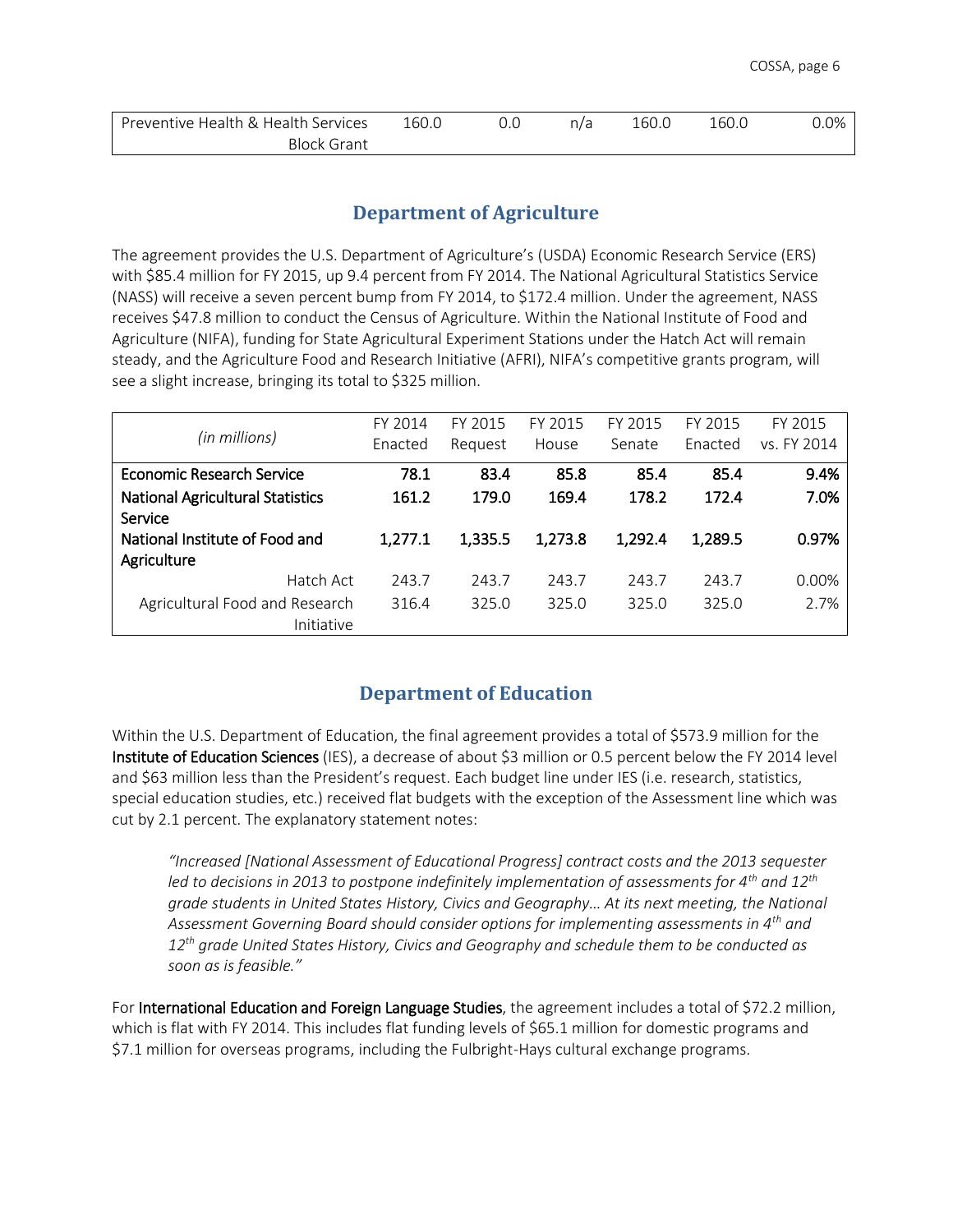| Preventive Health & Health Services Block Grant | 160.0 | 0.0 | n/a | 160.0 | 160.0 | 0.0% |
|---|---|---|---|---|---|---|

## Department of Agriculture

The agreement provides the U.S. Department of Agriculture's (USDA) Economic Research Service (ERS) with $85.4 million for FY 2015, up 9.4 percent from FY 2014. The National Agricultural Statistics Service (NASS) will receive a seven percent bump from FY 2014, to $172.4 million. Under the agreement, NASS receives $47.8 million to conduct the Census of Agriculture. Within the National Institute of Food and Agriculture (NIFA), funding for State Agricultural Experiment Stations under the Hatch Act will remain steady, and the Agriculture Food and Research Initiative (AFRI), NIFA's competitive grants program, will see a slight increase, bringing its total to $325 million.

| *(in millions)* | FY 2014 Enacted | FY 2015 Request | FY 2015 House | FY 2015 Senate | FY 2015 Enacted | FY 2015 vs. FY 2014 |
|---|---|---|---|---|---|---|
| **Economic Research Service** | **78.1** | **83.4** | **85.8** | **85.4** | **85.4** | **9.4%** |
| **National Agricultural Statistics Service** | **161.2** | **179.0** | **169.4** | **178.2** | **172.4** | **7.0%** |
| **National Institute of Food and Agriculture** | **1,277.1** | **1,335.5** | **1,273.8** | **1,292.4** | **1,289.5** | **0.97%** |
| Hatch Act | 243.7 | 243.7 | 243.7 | 243.7 | 243.7 | 0.00% |
| Agricultural Food and Research Initiative | 316.4 | 325.0 | 325.0 | 325.0 | 325.0 | 2.7% |

## Department of Education

Within the U.S. Department of Education, the final agreement provides a total of $573.9 million for the **Institute of Education Sciences** (IES), a decrease of about $3 million or 0.5 percent below the FY 2014 level and $63 million less than the President's request. Each budget line under IES (i.e. research, statistics, special education studies, etc.) received flat budgets with the exception of the Assessment line which was cut by 2.1 percent. The explanatory statement notes:

> *"Increased [National Assessment of Educational Progress] contract costs and the 2013 sequester led to decisions in 2013 to postpone indefinitely implementation of assessments for 4th and 12th grade students in United States History, Civics and Geography… At its next meeting, the National Assessment Governing Board should consider options for implementing assessments in 4th and 12th grade United States History, Civics and Geography and schedule them to be conducted as soon as is feasible."*

For **International Education and Foreign Language Studies**, the agreement includes a total of $72.2 million, which is flat with FY 2014. This includes flat funding levels of $65.1 million for domestic programs and $7.1 million for overseas programs, including the Fulbright-Hays cultural exchange programs.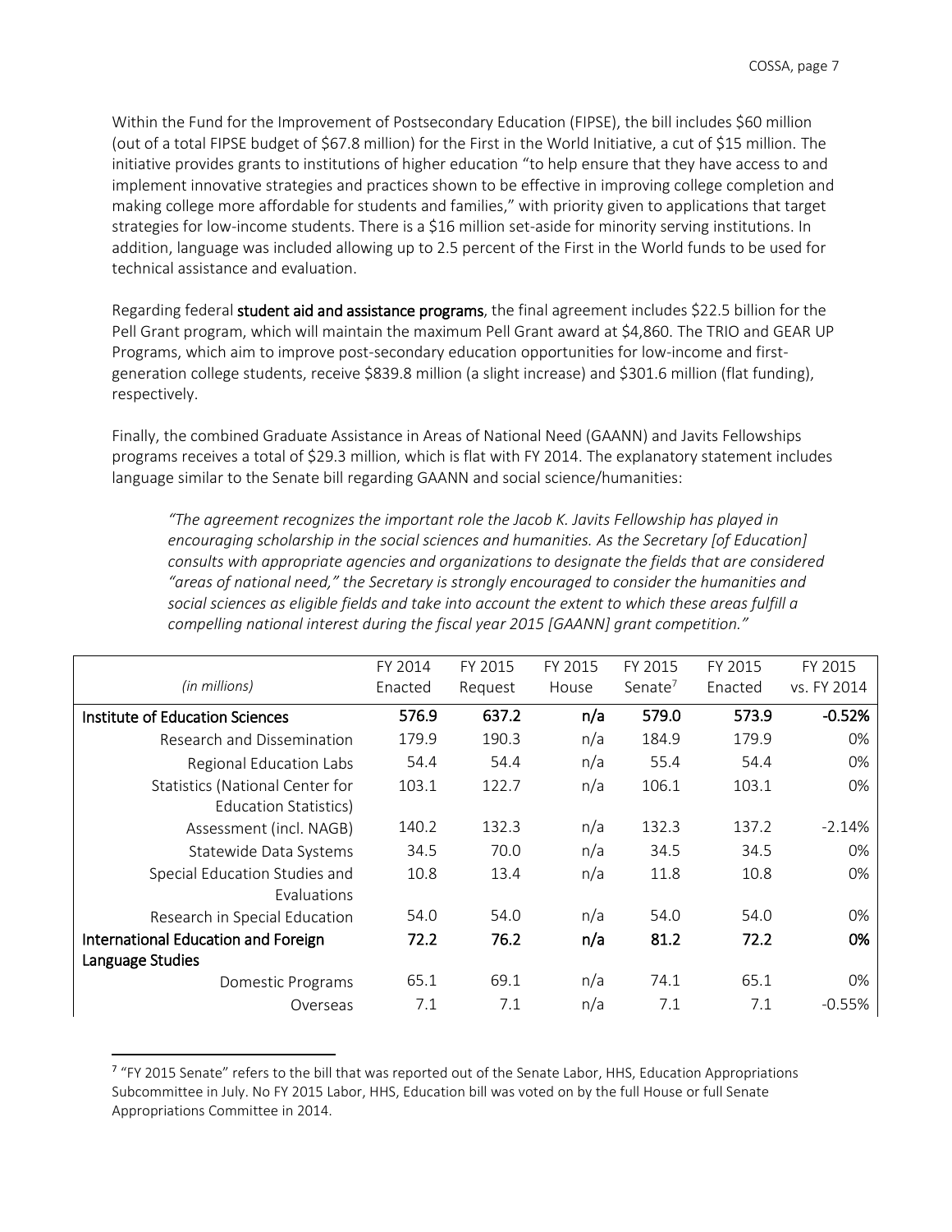Within the Fund for the Improvement of Postsecondary Education (FIPSE), the bill includes $60 million (out of a total FIPSE budget of $67.8 million) for the First in the World Initiative, a cut of $15 million. The initiative provides grants to institutions of higher education "to help ensure that they have access to and implement innovative strategies and practices shown to be effective in improving college completion and making college more affordable for students and families," with priority given to applications that target strategies for low-income students. There is a $16 million set-aside for minority serving institutions. In addition, language was included allowing up to 2.5 percent of the First in the World funds to be used for technical assistance and evaluation.

Regarding federal **student aid and assistance programs**, the final agreement includes $22.5 billion for the Pell Grant program, which will maintain the maximum Pell Grant award at $4,860. The TRIO and GEAR UP Programs, which aim to improve post-secondary education opportunities for low-income and first-generation college students, receive $839.8 million (a slight increase) and $301.6 million (flat funding), respectively.

Finally, the combined Graduate Assistance in Areas of National Need (GAANN) and Javits Fellowships programs receives a total of $29.3 million, which is flat with FY 2014. The explanatory statement includes language similar to the Senate bill regarding GAANN and social science/humanities:

> *"The agreement recognizes the important role the Jacob K. Javits Fellowship has played in encouraging scholarship in the social sciences and humanities. As the Secretary [of Education] consults with appropriate agencies and organizations to designate the fields that are considered "areas of national need," the Secretary is strongly encouraged to consider the humanities and social sciences as eligible fields and take into account the extent to which these areas fulfill a compelling national interest during the fiscal year 2015 [GAANN] grant competition."*

| *(in millions)* | FY 2014 Enacted | FY 2015 Request | FY 2015 House | FY 2015 Senate[7] | FY 2015 Enacted | FY 2015 vs. FY 2014 |
|---|---|---|---|---|---|---|
| **Institute of Education Sciences** | **576.9** | **637.2** | **n/a** | **579.0** | **573.9** | **-0.52%** |
| Research and Dissemination | 179.9 | 190.3 | n/a | 184.9 | 179.9 | 0% |
| Regional Education Labs | 54.4 | 54.4 | n/a | 55.4 | 54.4 | 0% |
| Statistics (National Center for Education Statistics) | 103.1 | 122.7 | n/a | 106.1 | 103.1 | 0% |
| Assessment (incl. NAGB) | 140.2 | 132.3 | n/a | 132.3 | 137.2 | -2.14% |
| Statewide Data Systems | 34.5 | 70.0 | n/a | 34.5 | 34.5 | 0% |
| Special Education Studies and Evaluations | 10.8 | 13.4 | n/a | 11.8 | 10.8 | 0% |
| Research in Special Education | 54.0 | 54.0 | n/a | 54.0 | 54.0 | 0% |
| **International Education and Foreign Language Studies** | **72.2** | **76.2** | **n/a** | **81.2** | **72.2** | **0%** |
| Domestic Programs | 65.1 | 69.1 | n/a | 74.1 | 65.1 | 0% |
| Overseas | 7.1 | 7.1 | n/a | 7.1 | 7.1 | -0.55% |

[7] "FY 2015 Senate" refers to the bill that was reported out of the Senate Labor, HHS, Education Appropriations Subcommittee in July. No FY 2015 Labor, HHS, Education bill was voted on by the full House or full Senate Appropriations Committee in 2014.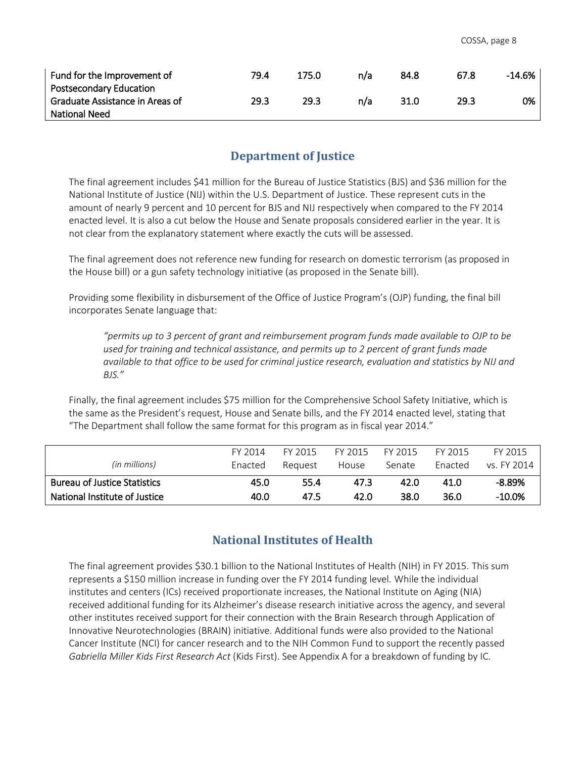| Fund for the Improvement of Postsecondary Education | 79.4 | 175.0 | n/a | 84.8 | 67.8 | -14.6% |
|---|---|---|---|---|---|---|
| Graduate Assistance in Areas of National Need | 29.3 | 29.3 | n/a | 31.0 | 29.3 | 0% |

## Department of Justice

The final agreement includes $41 million for the Bureau of Justice Statistics (BJS) and $36 million for the National Institute of Justice (NIJ) within the U.S. Department of Justice. These represent cuts in the amount of nearly 9 percent and 10 percent for BJS and NIJ respectively when compared to the FY 2014 enacted level. It is also a cut below the House and Senate proposals considered earlier in the year. It is not clear from the explanatory statement where exactly the cuts will be assessed.

The final agreement does not reference new funding for research on domestic terrorism (as proposed in the House bill) or a gun safety technology initiative (as proposed in the Senate bill).

Providing some flexibility in disbursement of the Office of Justice Program's (OJP) funding, the final bill incorporates Senate language that:

> *"permits up to 3 percent of grant and reimbursement program funds made available to OJP to be used for training and technical assistance, and permits up to 2 percent of grant funds made available to that office to be used for criminal justice research, evaluation and statistics by NIJ and BJS."*

Finally, the final agreement includes $75 million for the Comprehensive School Safety Initiative, which is the same as the President's request, House and Senate bills, and the FY 2014 enacted level, stating that "The Department shall follow the same format for this program as in fiscal year 2014."

| *(in millions)* | FY 2014 Enacted | FY 2015 Request | FY 2015 House | FY 2015 Senate | FY 2015 Enacted | FY 2015 vs. FY 2014 |
|---|---|---|---|---|---|---|
| **Bureau of Justice Statistics** | **45.0** | **55.4** | **47.3** | **42.0** | **41.0** | **-8.89%** |
| **National Institute of Justice** | **40.0** | **47.5** | **42.0** | **38.0** | **36.0** | **-10.0%** |

## National Institutes of Health

The final agreement provides $30.1 billion to the National Institutes of Health (NIH) in FY 2015. This sum represents a $150 million increase in funding over the FY 2014 funding level. While the individual institutes and centers (ICs) received proportionate increases, the National Institute on Aging (NIA) received additional funding for its Alzheimer's disease research initiative across the agency, and several other institutes received support for their connection with the Brain Research through Application of Innovative Neurotechnologies (BRAIN) initiative. Additional funds were also provided to the National Cancer Institute (NCI) for cancer research and to the NIH Common Fund to support the recently passed *Gabriella Miller Kids First Research Act* (Kids First). See Appendix A for a breakdown of funding by IC.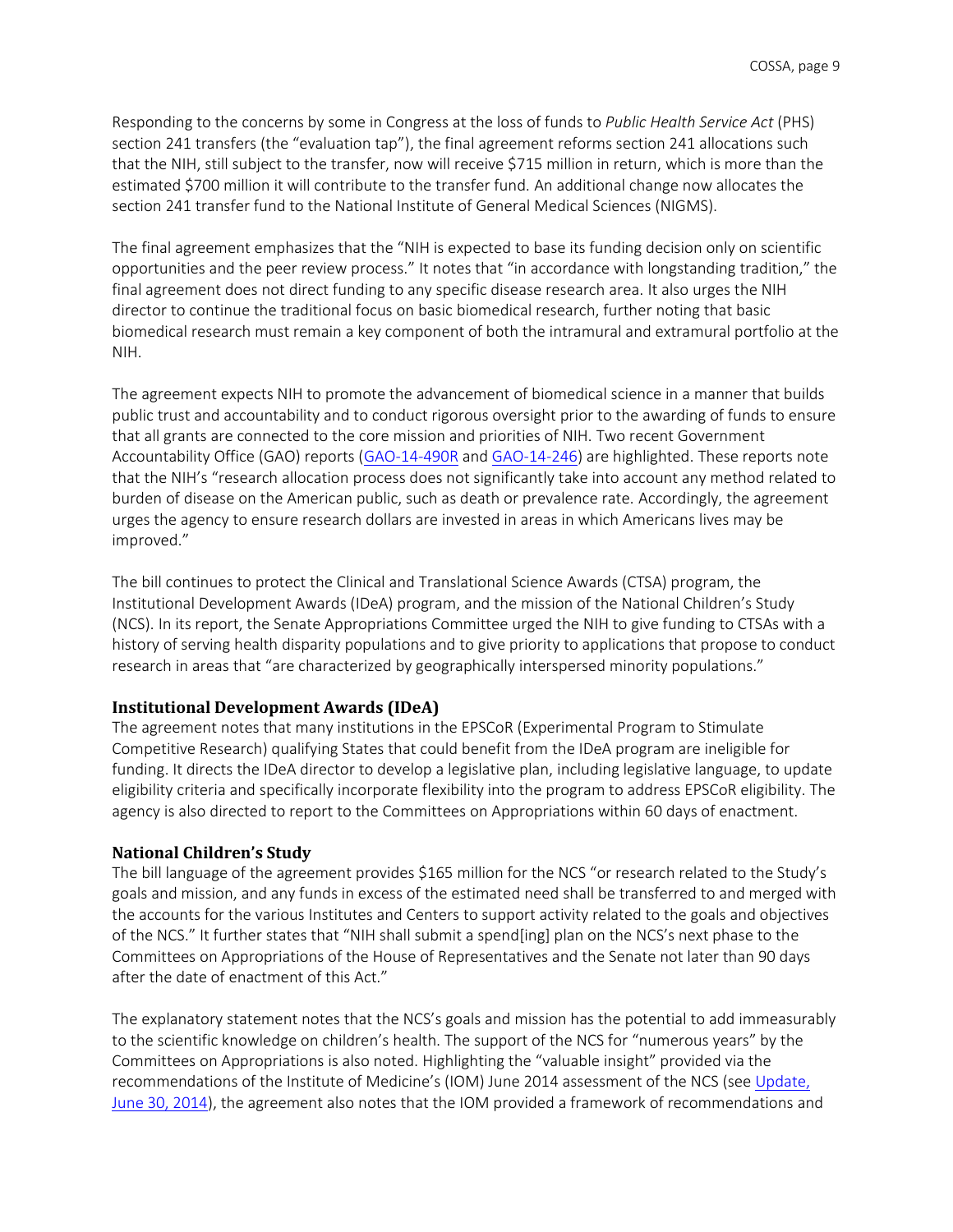Responding to the concerns by some in Congress at the loss of funds to *Public Health Service Act* (PHS) section 241 transfers (the "evaluation tap"), the final agreement reforms section 241 allocations such that the NIH, still subject to the transfer, now will receive $715 million in return, which is more than the estimated $700 million it will contribute to the transfer fund. An additional change now allocates the section 241 transfer fund to the National Institute of General Medical Sciences (NIGMS).

The final agreement emphasizes that the "NIH is expected to base its funding decision only on scientific opportunities and the peer review process." It notes that "in accordance with longstanding tradition," the final agreement does not direct funding to any specific disease research area. It also urges the NIH director to continue the traditional focus on basic biomedical research, further noting that basic biomedical research must remain a key component of both the intramural and extramural portfolio at the NIH.

The agreement expects NIH to promote the advancement of biomedical science in a manner that builds public trust and accountability and to conduct rigorous oversight prior to the awarding of funds to ensure that all grants are connected to the core mission and priorities of NIH. Two recent Government Accountability Office (GAO) reports (GAO-14-490R and GAO-14-246) are highlighted. These reports note that the NIH's "research allocation process does not significantly take into account any method related to burden of disease on the American public, such as death or prevalence rate. Accordingly, the agreement urges the agency to ensure research dollars are invested in areas in which Americans lives may be improved."

The bill continues to protect the Clinical and Translational Science Awards (CTSA) program, the Institutional Development Awards (IDeA) program, and the mission of the National Children's Study (NCS). In its report, the Senate Appropriations Committee urged the NIH to give funding to CTSAs with a history of serving health disparity populations and to give priority to applications that propose to conduct research in areas that "are characterized by geographically interspersed minority populations."

### Institutional Development Awards (IDeA)

The agreement notes that many institutions in the EPSCoR (Experimental Program to Stimulate Competitive Research) qualifying States that could benefit from the IDeA program are ineligible for funding. It directs the IDeA director to develop a legislative plan, including legislative language, to update eligibility criteria and specifically incorporate flexibility into the program to address EPSCoR eligibility. The agency is also directed to report to the Committees on Appropriations within 60 days of enactment.

### National Children's Study

The bill language of the agreement provides $165 million for the NCS "or research related to the Study's goals and mission, and any funds in excess of the estimated need shall be transferred to and merged with the accounts for the various Institutes and Centers to support activity related to the goals and objectives of the NCS." It further states that "NIH shall submit a spend[ing] plan on the NCS's next phase to the Committees on Appropriations of the House of Representatives and the Senate not later than 90 days after the date of enactment of this Act."

The explanatory statement notes that the NCS's goals and mission has the potential to add immeasurably to the scientific knowledge on children's health. The support of the NCS for "numerous years" by the Committees on Appropriations is also noted. Highlighting the "valuable insight" provided via the recommendations of the Institute of Medicine's (IOM) June 2014 assessment of the NCS (see Update, June 30, 2014), the agreement also notes that the IOM provided a framework of recommendations and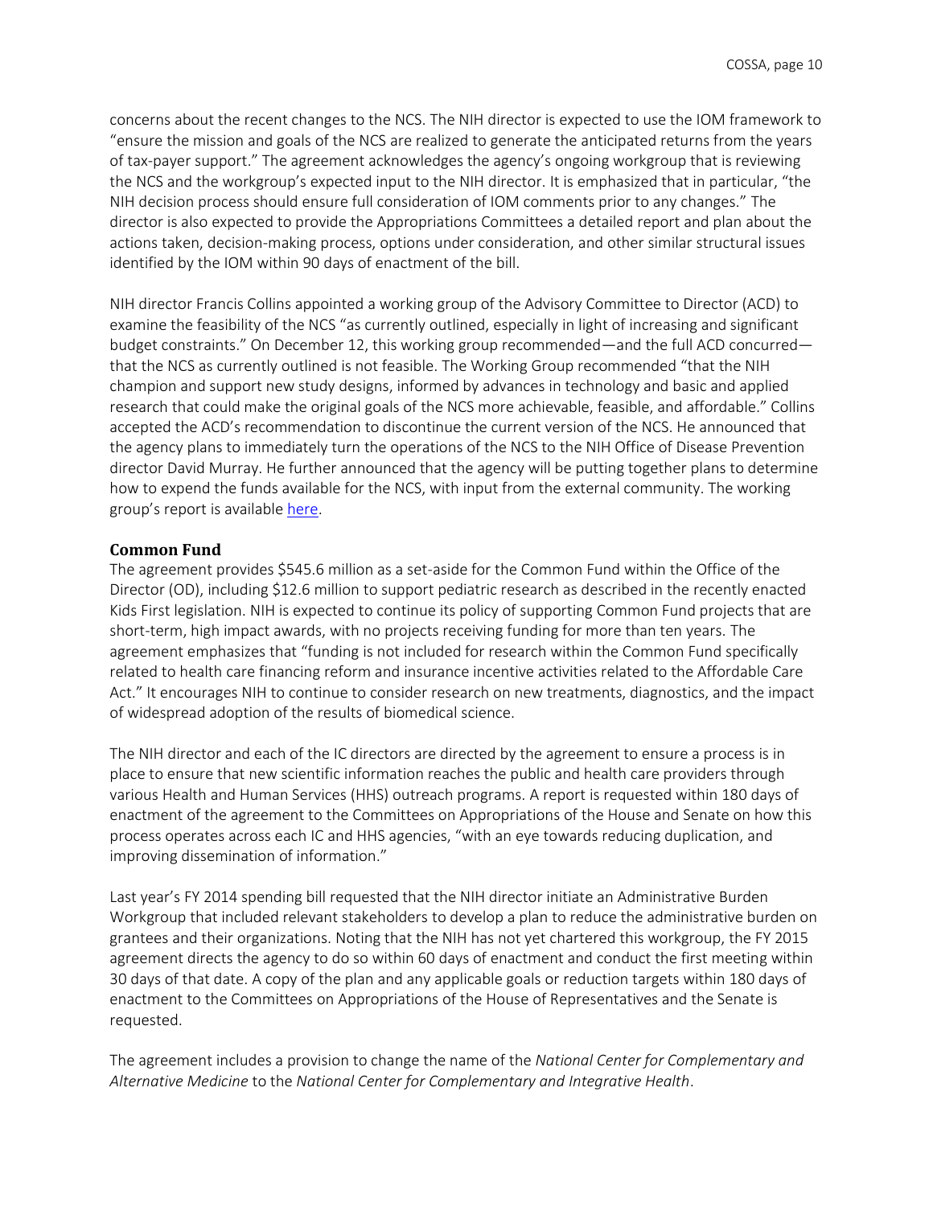concerns about the recent changes to the NCS. The NIH director is expected to use the IOM framework to "ensure the mission and goals of the NCS are realized to generate the anticipated returns from the years of tax-payer support." The agreement acknowledges the agency's ongoing workgroup that is reviewing the NCS and the workgroup's expected input to the NIH director. It is emphasized that in particular, "the NIH decision process should ensure full consideration of IOM comments prior to any changes." The director is also expected to provide the Appropriations Committees a detailed report and plan about the actions taken, decision-making process, options under consideration, and other similar structural issues identified by the IOM within 90 days of enactment of the bill.

NIH director Francis Collins appointed a working group of the Advisory Committee to Director (ACD) to examine the feasibility of the NCS "as currently outlined, especially in light of increasing and significant budget constraints." On December 12, this working group recommended—and the full ACD concurred—that the NCS as currently outlined is not feasible. The Working Group recommended "that the NIH champion and support new study designs, informed by advances in technology and basic and applied research that could make the original goals of the NCS more achievable, feasible, and affordable." Collins accepted the ACD's recommendation to discontinue the current version of the NCS. He announced that the agency plans to immediately turn the operations of the NCS to the NIH Office of Disease Prevention director David Murray. He further announced that the agency will be putting together plans to determine how to expend the funds available for the NCS, with input from the external community. The working group's report is available here.

### Common Fund

The agreement provides $545.6 million as a set-aside for the Common Fund within the Office of the Director (OD), including $12.6 million to support pediatric research as described in the recently enacted Kids First legislation. NIH is expected to continue its policy of supporting Common Fund projects that are short-term, high impact awards, with no projects receiving funding for more than ten years. The agreement emphasizes that "funding is not included for research within the Common Fund specifically related to health care financing reform and insurance incentive activities related to the Affordable Care Act." It encourages NIH to continue to consider research on new treatments, diagnostics, and the impact of widespread adoption of the results of biomedical science.

The NIH director and each of the IC directors are directed by the agreement to ensure a process is in place to ensure that new scientific information reaches the public and health care providers through various Health and Human Services (HHS) outreach programs. A report is requested within 180 days of enactment of the agreement to the Committees on Appropriations of the House and Senate on how this process operates across each IC and HHS agencies, "with an eye towards reducing duplication, and improving dissemination of information."

Last year's FY 2014 spending bill requested that the NIH director initiate an Administrative Burden Workgroup that included relevant stakeholders to develop a plan to reduce the administrative burden on grantees and their organizations. Noting that the NIH has not yet chartered this workgroup, the FY 2015 agreement directs the agency to do so within 60 days of enactment and conduct the first meeting within 30 days of that date. A copy of the plan and any applicable goals or reduction targets within 180 days of enactment to the Committees on Appropriations of the House of Representatives and the Senate is requested.

The agreement includes a provision to change the name of the *National Center for Complementary and Alternative Medicine* to the *National Center for Complementary and Integrative Health*.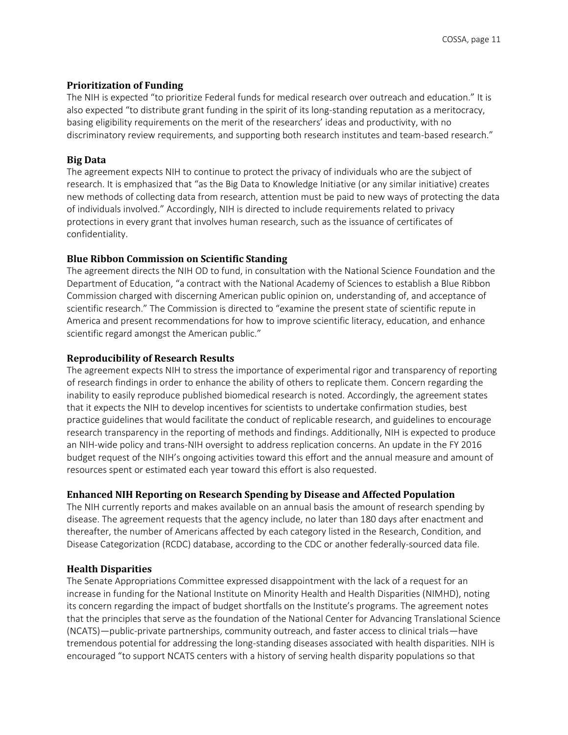**Prioritization of Funding**

The NIH is expected "to prioritize Federal funds for medical research over outreach and education." It is also expected "to distribute grant funding in the spirit of its long-standing reputation as a meritocracy, basing eligibility requirements on the merit of the researchers' ideas and productivity, with no discriminatory review requirements, and supporting both research institutes and team-based research."

**Big Data**

The agreement expects NIH to continue to protect the privacy of individuals who are the subject of research. It is emphasized that "as the Big Data to Knowledge Initiative (or any similar initiative) creates new methods of collecting data from research, attention must be paid to new ways of protecting the data of individuals involved." Accordingly, NIH is directed to include requirements related to privacy protections in every grant that involves human research, such as the issuance of certificates of confidentiality.

**Blue Ribbon Commission on Scientific Standing**

The agreement directs the NIH OD to fund, in consultation with the National Science Foundation and the Department of Education, "a contract with the National Academy of Sciences to establish a Blue Ribbon Commission charged with discerning American public opinion on, understanding of, and acceptance of scientific research." The Commission is directed to "examine the present state of scientific repute in America and present recommendations for how to improve scientific literacy, education, and enhance scientific regard amongst the American public."

**Reproducibility of Research Results**

The agreement expects NIH to stress the importance of experimental rigor and transparency of reporting of research findings in order to enhance the ability of others to replicate them. Concern regarding the inability to easily reproduce published biomedical research is noted. Accordingly, the agreement states that it expects the NIH to develop incentives for scientists to undertake confirmation studies, best practice guidelines that would facilitate the conduct of replicable research, and guidelines to encourage research transparency in the reporting of methods and findings. Additionally, NIH is expected to produce an NIH-wide policy and trans-NIH oversight to address replication concerns. An update in the FY 2016 budget request of the NIH's ongoing activities toward this effort and the annual measure and amount of resources spent or estimated each year toward this effort is also requested.

**Enhanced NIH Reporting on Research Spending by Disease and Affected Population**

The NIH currently reports and makes available on an annual basis the amount of research spending by disease. The agreement requests that the agency include, no later than 180 days after enactment and thereafter, the number of Americans affected by each category listed in the Research, Condition, and Disease Categorization (RCDC) database, according to the CDC or another federally-sourced data file.

**Health Disparities**

The Senate Appropriations Committee expressed disappointment with the lack of a request for an increase in funding for the National Institute on Minority Health and Health Disparities (NIMHD), noting its concern regarding the impact of budget shortfalls on the Institute's programs. The agreement notes that the principles that serve as the foundation of the National Center for Advancing Translational Science (NCATS)—public-private partnerships, community outreach, and faster access to clinical trials—have tremendous potential for addressing the long-standing diseases associated with health disparities. NIH is encouraged "to support NCATS centers with a history of serving health disparity populations so that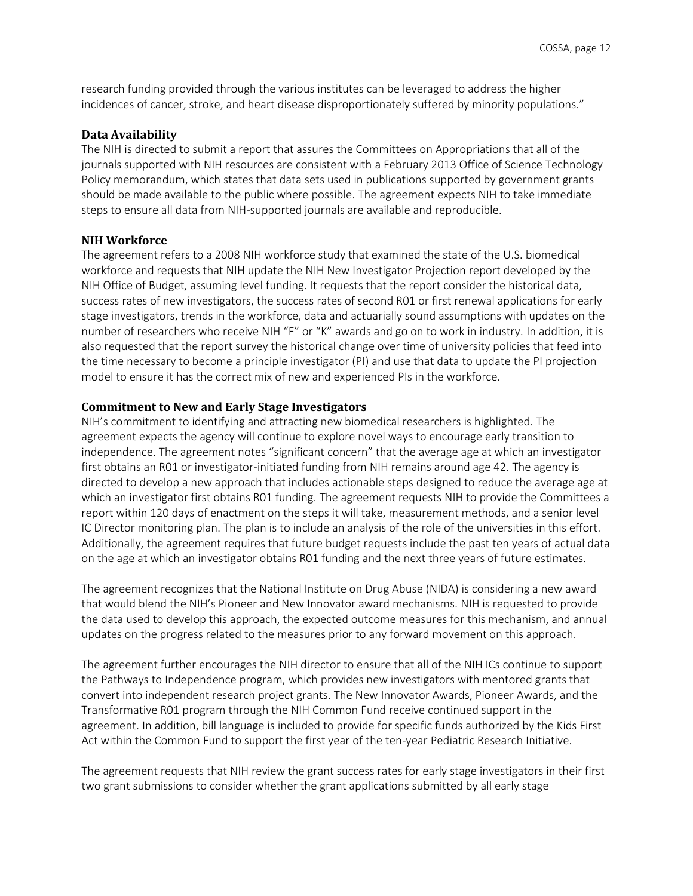research funding provided through the various institutes can be leveraged to address the higher incidences of cancer, stroke, and heart disease disproportionately suffered by minority populations."

### Data Availability

The NIH is directed to submit a report that assures the Committees on Appropriations that all of the journals supported with NIH resources are consistent with a February 2013 Office of Science Technology Policy memorandum, which states that data sets used in publications supported by government grants should be made available to the public where possible. The agreement expects NIH to take immediate steps to ensure all data from NIH-supported journals are available and reproducible.

### NIH Workforce

The agreement refers to a 2008 NIH workforce study that examined the state of the U.S. biomedical workforce and requests that NIH update the NIH New Investigator Projection report developed by the NIH Office of Budget, assuming level funding. It requests that the report consider the historical data, success rates of new investigators, the success rates of second R01 or first renewal applications for early stage investigators, trends in the workforce, data and actuarially sound assumptions with updates on the number of researchers who receive NIH "F" or "K" awards and go on to work in industry. In addition, it is also requested that the report survey the historical change over time of university policies that feed into the time necessary to become a principle investigator (PI) and use that data to update the PI projection model to ensure it has the correct mix of new and experienced PIs in the workforce.

### Commitment to New and Early Stage Investigators

NIH's commitment to identifying and attracting new biomedical researchers is highlighted. The agreement expects the agency will continue to explore novel ways to encourage early transition to independence. The agreement notes "significant concern" that the average age at which an investigator first obtains an R01 or investigator-initiated funding from NIH remains around age 42. The agency is directed to develop a new approach that includes actionable steps designed to reduce the average age at which an investigator first obtains R01 funding. The agreement requests NIH to provide the Committees a report within 120 days of enactment on the steps it will take, measurement methods, and a senior level IC Director monitoring plan. The plan is to include an analysis of the role of the universities in this effort. Additionally, the agreement requires that future budget requests include the past ten years of actual data on the age at which an investigator obtains R01 funding and the next three years of future estimates.

The agreement recognizes that the National Institute on Drug Abuse (NIDA) is considering a new award that would blend the NIH's Pioneer and New Innovator award mechanisms. NIH is requested to provide the data used to develop this approach, the expected outcome measures for this mechanism, and annual updates on the progress related to the measures prior to any forward movement on this approach.

The agreement further encourages the NIH director to ensure that all of the NIH ICs continue to support the Pathways to Independence program, which provides new investigators with mentored grants that convert into independent research project grants. The New Innovator Awards, Pioneer Awards, and the Transformative R01 program through the NIH Common Fund receive continued support in the agreement. In addition, bill language is included to provide for specific funds authorized by the Kids First Act within the Common Fund to support the first year of the ten-year Pediatric Research Initiative.

The agreement requests that NIH review the grant success rates for early stage investigators in their first two grant submissions to consider whether the grant applications submitted by all early stage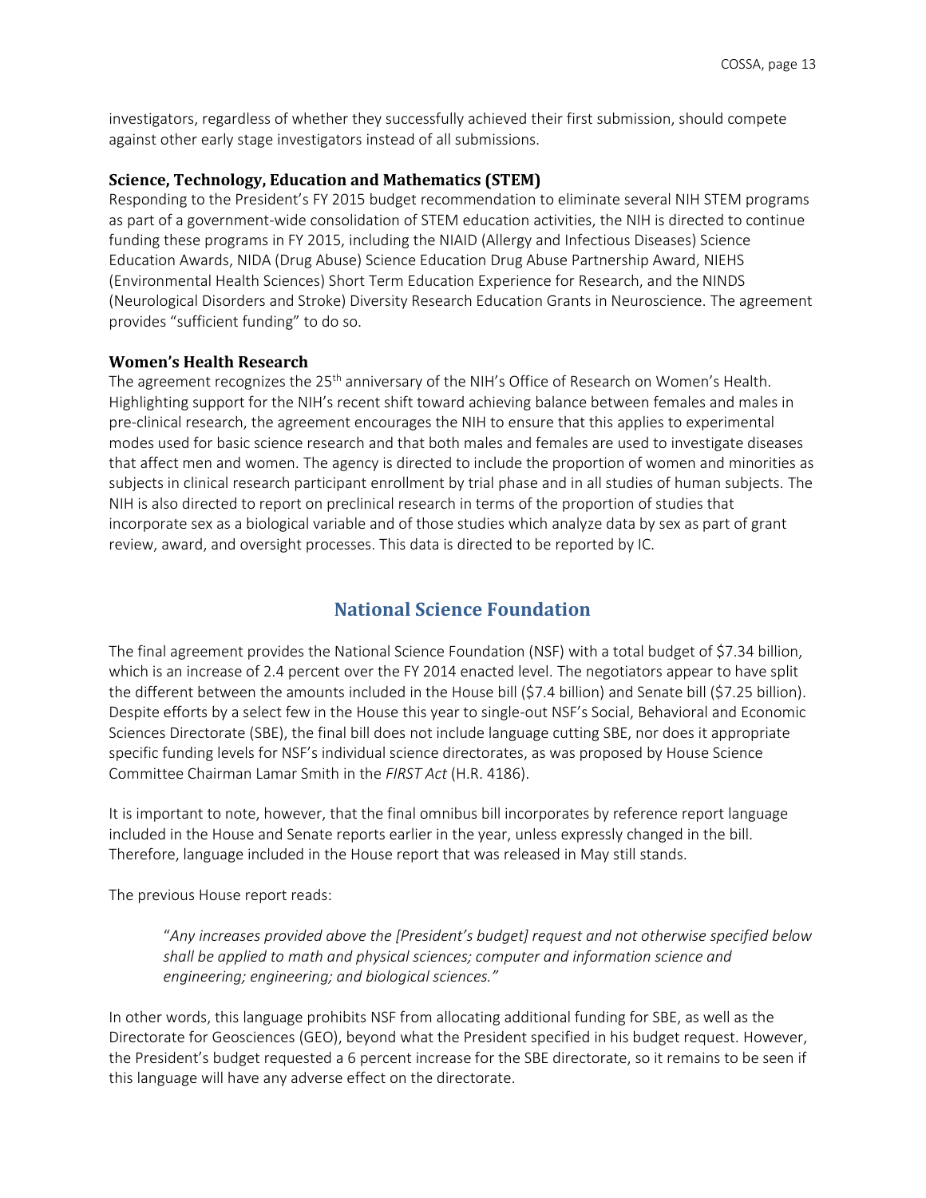investigators, regardless of whether they successfully achieved their first submission, should compete against other early stage investigators instead of all submissions.

### Science, Technology, Education and Mathematics (STEM)

Responding to the President's FY 2015 budget recommendation to eliminate several NIH STEM programs as part of a government-wide consolidation of STEM education activities, the NIH is directed to continue funding these programs in FY 2015, including the NIAID (Allergy and Infectious Diseases) Science Education Awards, NIDA (Drug Abuse) Science Education Drug Abuse Partnership Award, NIEHS (Environmental Health Sciences) Short Term Education Experience for Research, and the NINDS (Neurological Disorders and Stroke) Diversity Research Education Grants in Neuroscience. The agreement provides "sufficient funding" to do so.

### Women's Health Research

The agreement recognizes the 25th anniversary of the NIH's Office of Research on Women's Health. Highlighting support for the NIH's recent shift toward achieving balance between females and males in pre-clinical research, the agreement encourages the NIH to ensure that this applies to experimental modes used for basic science research and that both males and females are used to investigate diseases that affect men and women. The agency is directed to include the proportion of women and minorities as subjects in clinical research participant enrollment by trial phase and in all studies of human subjects. The NIH is also directed to report on preclinical research in terms of the proportion of studies that incorporate sex as a biological variable and of those studies which analyze data by sex as part of grant review, award, and oversight processes. This data is directed to be reported by IC.

## National Science Foundation

The final agreement provides the National Science Foundation (NSF) with a total budget of $7.34 billion, which is an increase of 2.4 percent over the FY 2014 enacted level. The negotiators appear to have split the different between the amounts included in the House bill ($7.4 billion) and Senate bill ($7.25 billion). Despite efforts by a select few in the House this year to single-out NSF's Social, Behavioral and Economic Sciences Directorate (SBE), the final bill does not include language cutting SBE, nor does it appropriate specific funding levels for NSF's individual science directorates, as was proposed by House Science Committee Chairman Lamar Smith in the *FIRST Act* (H.R. 4186).

It is important to note, however, that the final omnibus bill incorporates by reference report language included in the House and Senate reports earlier in the year, unless expressly changed in the bill. Therefore, language included in the House report that was released in May still stands.

The previous House report reads:

> "*Any increases provided above the [President's budget] request and not otherwise specified below shall be applied to math and physical sciences; computer and information science and engineering; engineering; and biological sciences.*"

In other words, this language prohibits NSF from allocating additional funding for SBE, as well as the Directorate for Geosciences (GEO), beyond what the President specified in his budget request. However, the President's budget requested a 6 percent increase for the SBE directorate, so it remains to be seen if this language will have any adverse effect on the directorate.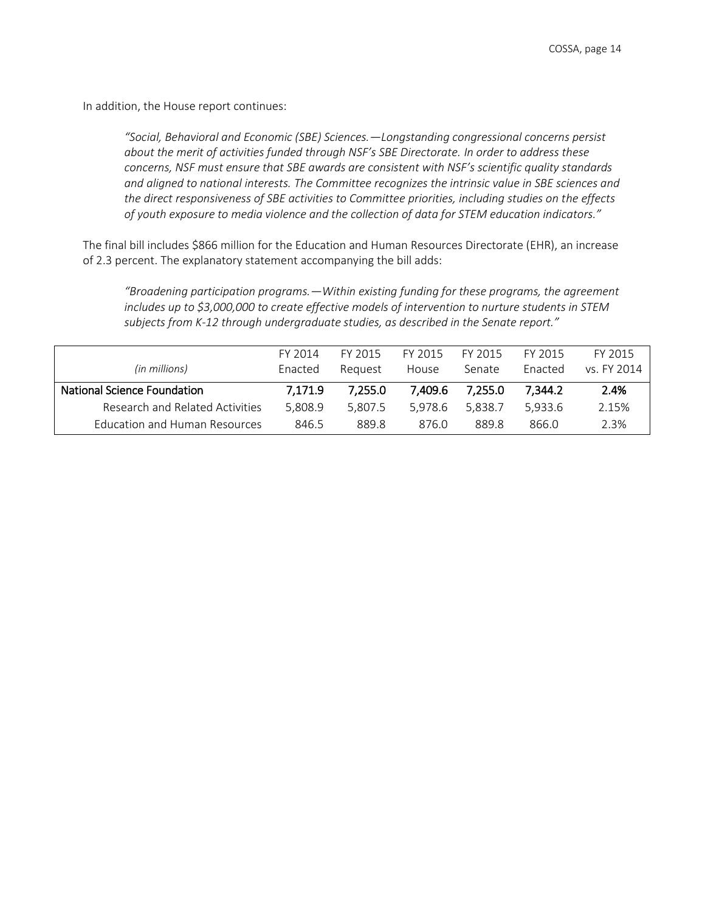In addition, the House report continues:

> *"Social, Behavioral and Economic (SBE) Sciences.—Longstanding congressional concerns persist about the merit of activities funded through NSF's SBE Directorate. In order to address these concerns, NSF must ensure that SBE awards are consistent with NSF's scientific quality standards and aligned to national interests. The Committee recognizes the intrinsic value in SBE sciences and the direct responsiveness of SBE activities to Committee priorities, including studies on the effects of youth exposure to media violence and the collection of data for STEM education indicators."*

The final bill includes $866 million for the Education and Human Resources Directorate (EHR), an increase of 2.3 percent. The explanatory statement accompanying the bill adds:

> *"Broadening participation programs.—Within existing funding for these programs, the agreement includes up to $3,000,000 to create effective models of intervention to nurture students in STEM subjects from K-12 through undergraduate studies, as described in the Senate report."*

| *(in millions)* | FY 2014 Enacted | FY 2015 Request | FY 2015 House | FY 2015 Senate | FY 2015 Enacted | FY 2015 vs. FY 2014 |
|---|---|---|---|---|---|---|
| **National Science Foundation** | **7,171.9** | **7,255.0** | **7,409.6** | **7,255.0** | **7,344.2** | **2.4%** |
| Research and Related Activities | 5,808.9 | 5,807.5 | 5,978.6 | 5,838.7 | 5,933.6 | 2.15% |
| Education and Human Resources | 846.5 | 889.8 | 876.0 | 889.8 | 866.0 | 2.3% |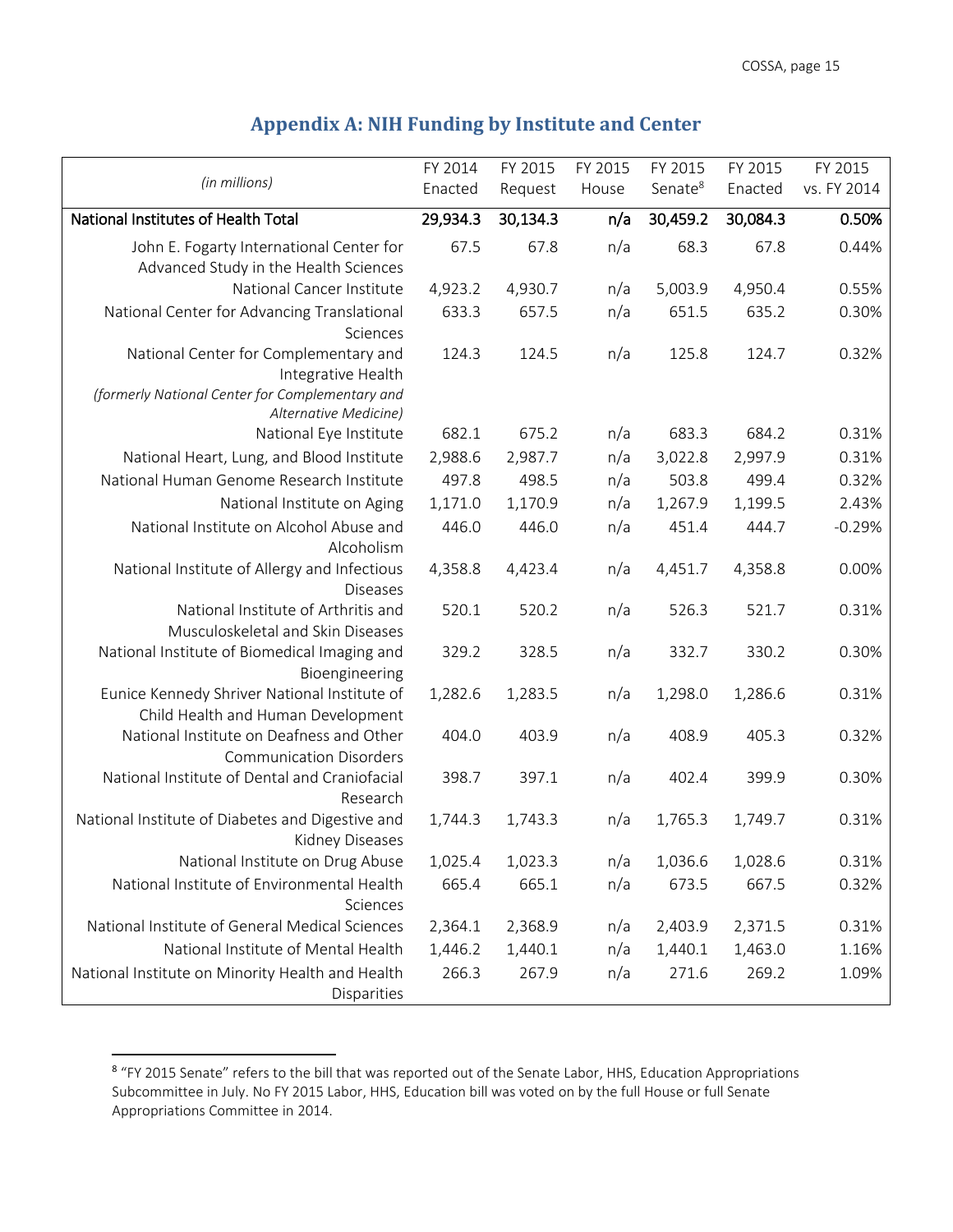## Appendix A: NIH Funding by Institute and Center

| *(in millions)* | FY 2014 Enacted | FY 2015 Request | FY 2015 House | FY 2015 Senate[8] | FY 2015 Enacted | FY 2015 vs. FY 2014 |
|---|---|---|---|---|---|---|
| **National Institutes of Health Total** | **29,934.3** | **30,134.3** | **n/a** | **30,459.2** | **30,084.3** | **0.50%** |
| John E. Fogarty International Center for Advanced Study in the Health Sciences | 67.5 | 67.8 | n/a | 68.3 | 67.8 | 0.44% |
| National Cancer Institute | 4,923.2 | 4,930.7 | n/a | 5,003.9 | 4,950.4 | 0.55% |
| National Center for Advancing Translational Sciences | 633.3 | 657.5 | n/a | 651.5 | 635.2 | 0.30% |
| National Center for Complementary and Integrative Health *(formerly National Center for Complementary and Alternative Medicine)* | 124.3 | 124.5 | n/a | 125.8 | 124.7 | 0.32% |
| National Eye Institute | 682.1 | 675.2 | n/a | 683.3 | 684.2 | 0.31% |
| National Heart, Lung, and Blood Institute | 2,988.6 | 2,987.7 | n/a | 3,022.8 | 2,997.9 | 0.31% |
| National Human Genome Research Institute | 497.8 | 498.5 | n/a | 503.8 | 499.4 | 0.32% |
| National Institute on Aging | 1,171.0 | 1,170.9 | n/a | 1,267.9 | 1,199.5 | 2.43% |
| National Institute on Alcohol Abuse and Alcoholism | 446.0 | 446.0 | n/a | 451.4 | 444.7 | -0.29% |
| National Institute of Allergy and Infectious Diseases | 4,358.8 | 4,423.4 | n/a | 4,451.7 | 4,358.8 | 0.00% |
| National Institute of Arthritis and Musculoskeletal and Skin Diseases | 520.1 | 520.2 | n/a | 526.3 | 521.7 | 0.31% |
| National Institute of Biomedical Imaging and Bioengineering | 329.2 | 328.5 | n/a | 332.7 | 330.2 | 0.30% |
| Eunice Kennedy Shriver National Institute of Child Health and Human Development | 1,282.6 | 1,283.5 | n/a | 1,298.0 | 1,286.6 | 0.31% |
| National Institute on Deafness and Other Communication Disorders | 404.0 | 403.9 | n/a | 408.9 | 405.3 | 0.32% |
| National Institute of Dental and Craniofacial Research | 398.7 | 397.1 | n/a | 402.4 | 399.9 | 0.30% |
| National Institute of Diabetes and Digestive and Kidney Diseases | 1,744.3 | 1,743.3 | n/a | 1,765.3 | 1,749.7 | 0.31% |
| National Institute on Drug Abuse | 1,025.4 | 1,023.3 | n/a | 1,036.6 | 1,028.6 | 0.31% |
| National Institute of Environmental Health Sciences | 665.4 | 665.1 | n/a | 673.5 | 667.5 | 0.32% |
| National Institute of General Medical Sciences | 2,364.1 | 2,368.9 | n/a | 2,403.9 | 2,371.5 | 0.31% |
| National Institute of Mental Health | 1,446.2 | 1,440.1 | n/a | 1,440.1 | 1,463.0 | 1.16% |
| National Institute on Minority Health and Health Disparities | 266.3 | 267.9 | n/a | 271.6 | 269.2 | 1.09% |

[8] "FY 2015 Senate" refers to the bill that was reported out of the Senate Labor, HHS, Education Appropriations Subcommittee in July. No FY 2015 Labor, HHS, Education bill was voted on by the full House or full Senate Appropriations Committee in 2014.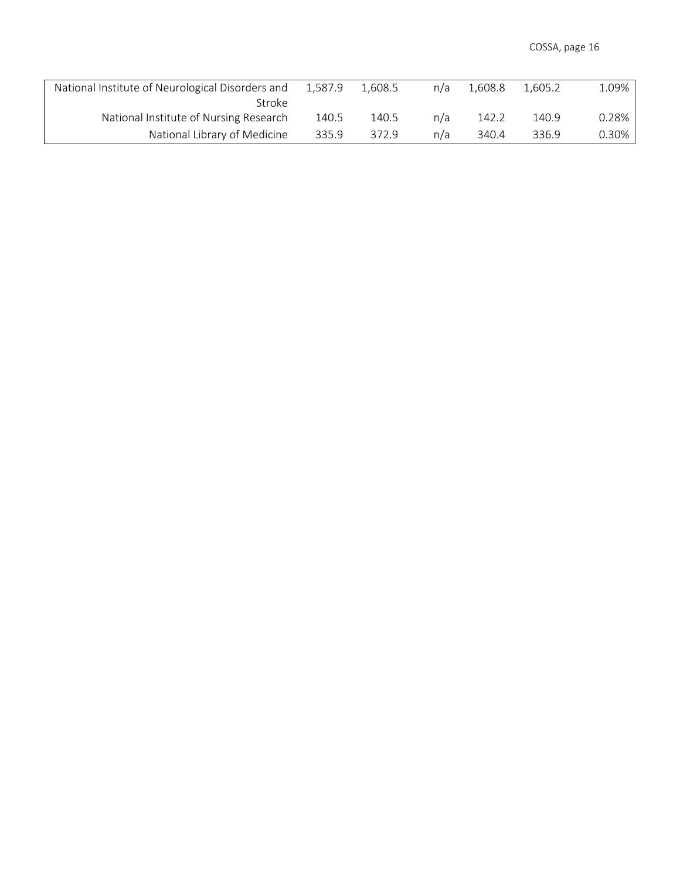| | | | | | | |
|---|---|---|---|---|---|---|
| National Institute of Neurological Disorders and Stroke | 1,587.9 | 1,608.5 | n/a | 1,608.8 | 1,605.2 | 1.09% |
| National Institute of Nursing Research | 140.5 | 140.5 | n/a | 142.2 | 140.9 | 0.28% |
| National Library of Medicine | 335.9 | 372.9 | n/a | 340.4 | 336.9 | 0.30% |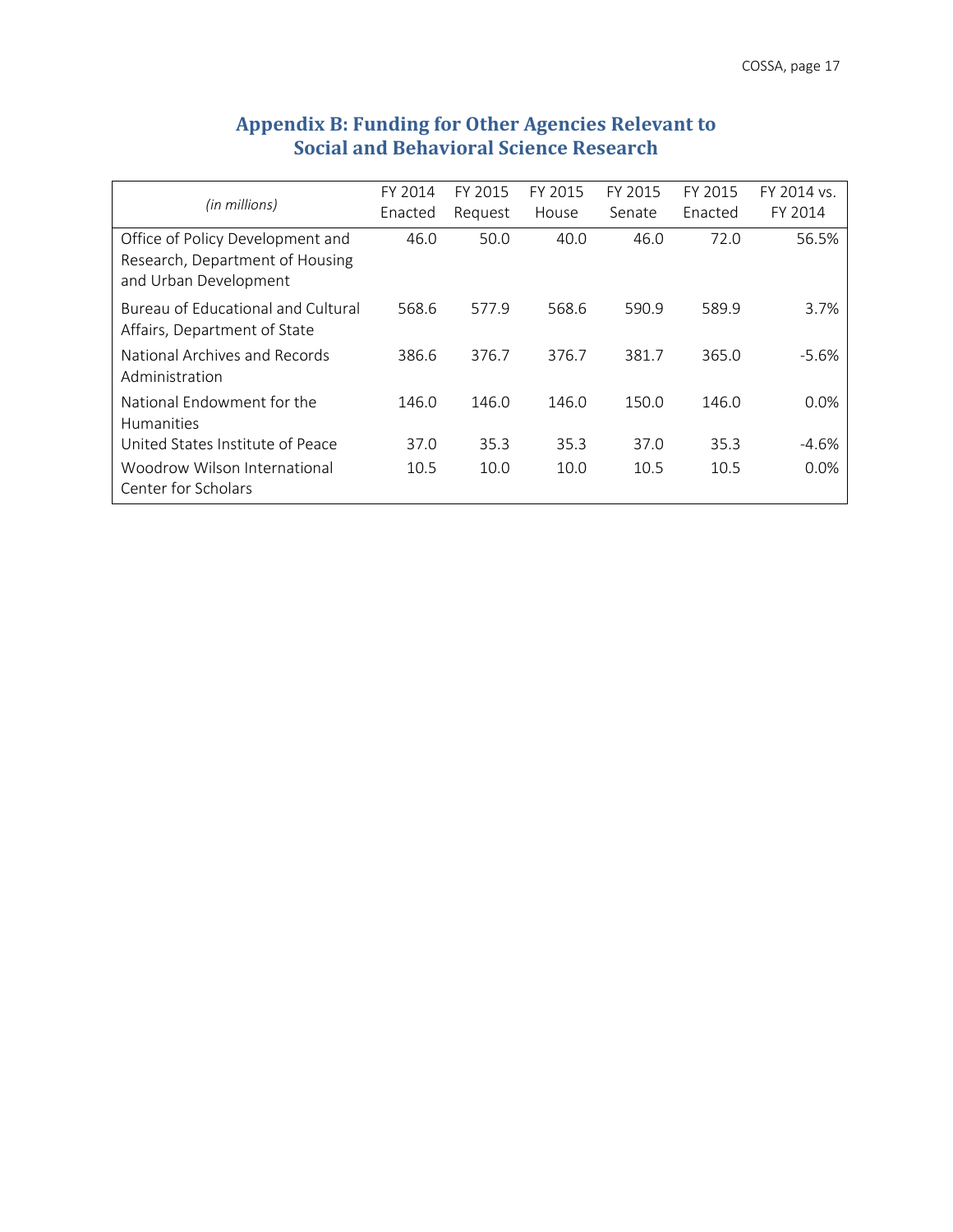## Appendix B: Funding for Other Agencies Relevant to Social and Behavioral Science Research

| *(in millions)* | FY 2014 Enacted | FY 2015 Request | FY 2015 House | FY 2015 Senate | FY 2015 Enacted | FY 2014 vs. FY 2014 |
|---|---|---|---|---|---|---|
| Office of Policy Development and Research, Department of Housing and Urban Development | 46.0 | 50.0 | 40.0 | 46.0 | 72.0 | 56.5% |
| Bureau of Educational and Cultural Affairs, Department of State | 568.6 | 577.9 | 568.6 | 590.9 | 589.9 | 3.7% |
| National Archives and Records Administration | 386.6 | 376.7 | 376.7 | 381.7 | 365.0 | -5.6% |
| National Endowment for the Humanities | 146.0 | 146.0 | 146.0 | 150.0 | 146.0 | 0.0% |
| United States Institute of Peace | 37.0 | 35.3 | 35.3 | 37.0 | 35.3 | -4.6% |
| Woodrow Wilson International Center for Scholars | 10.5 | 10.0 | 10.0 | 10.5 | 10.5 | 0.0% |